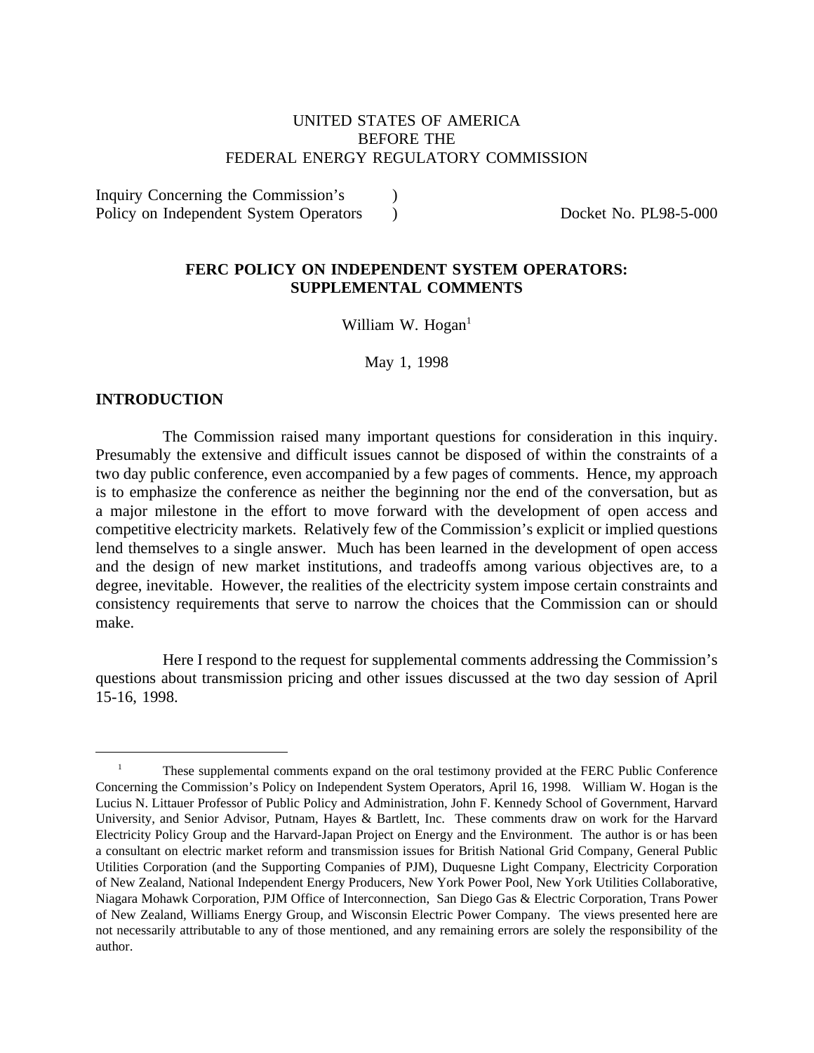UNITED STATES OF AMERICA
BEFORE THE
FEDERAL ENERGY REGULATORY COMMISSION

Inquiry Concerning the Commission's )
Policy on Independent System Operators ) Docket No. PL98-5-000

# FERC POLICY ON INDEPENDENT SYSTEM OPERATORS: SUPPLEMENTAL COMMENTS

William W. Hogan[1]

May 1, 1998

## INTRODUCTION

The Commission raised many important questions for consideration in this inquiry. Presumably the extensive and difficult issues cannot be disposed of within the constraints of a two day public conference, even accompanied by a few pages of comments. Hence, my approach is to emphasize the conference as neither the beginning nor the end of the conversation, but as a major milestone in the effort to move forward with the development of open access and competitive electricity markets. Relatively few of the Commission's explicit or implied questions lend themselves to a single answer. Much has been learned in the development of open access and the design of new market institutions, and tradeoffs among various objectives are, to a degree, inevitable. However, the realities of the electricity system impose certain constraints and consistency requirements that serve to narrow the choices that the Commission can or should make.

Here I respond to the request for supplemental comments addressing the Commission's questions about transmission pricing and other issues discussed at the two day session of April 15-16, 1998.

---

[1] These supplemental comments expand on the oral testimony provided at the FERC Public Conference Concerning the Commission's Policy on Independent System Operators, April 16, 1998. William W. Hogan is the Lucius N. Littauer Professor of Public Policy and Administration, John F. Kennedy School of Government, Harvard University, and Senior Advisor, Putnam, Hayes & Bartlett, Inc. These comments draw on work for the Harvard Electricity Policy Group and the Harvard-Japan Project on Energy and the Environment. The author is or has been a consultant on electric market reform and transmission issues for British National Grid Company, General Public Utilities Corporation (and the Supporting Companies of PJM), Duquesne Light Company, Electricity Corporation of New Zealand, National Independent Energy Producers, New York Power Pool, New York Utilities Collaborative, Niagara Mohawk Corporation, PJM Office of Interconnection, San Diego Gas & Electric Corporation, Trans Power of New Zealand, Williams Energy Group, and Wisconsin Electric Power Company. The views presented here are not necessarily attributable to any of those mentioned, and any remaining errors are solely the responsibility of the author.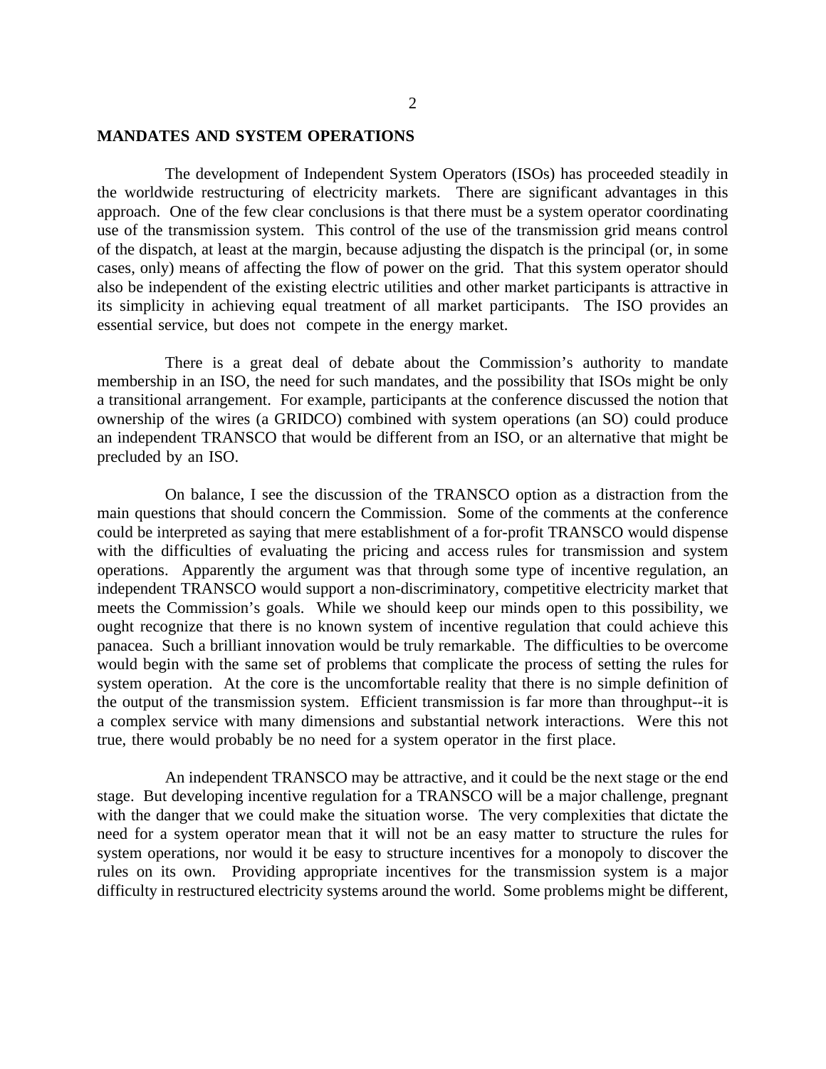**MANDATES AND SYSTEM OPERATIONS**

The development of Independent System Operators (ISOs) has proceeded steadily in the worldwide restructuring of electricity markets. There are significant advantages in this approach. One of the few clear conclusions is that there must be a system operator coordinating use of the transmission system. This control of the use of the transmission grid means control of the dispatch, at least at the margin, because adjusting the dispatch is the principal (or, in some cases, only) means of affecting the flow of power on the grid. That this system operator should also be independent of the existing electric utilities and other market participants is attractive in its simplicity in achieving equal treatment of all market participants. The ISO provides an essential service, but does not compete in the energy market.

There is a great deal of debate about the Commission's authority to mandate membership in an ISO, the need for such mandates, and the possibility that ISOs might be only a transitional arrangement. For example, participants at the conference discussed the notion that ownership of the wires (a GRIDCO) combined with system operations (an SO) could produce an independent TRANSCO that would be different from an ISO, or an alternative that might be precluded by an ISO.

On balance, I see the discussion of the TRANSCO option as a distraction from the main questions that should concern the Commission. Some of the comments at the conference could be interpreted as saying that mere establishment of a for-profit TRANSCO would dispense with the difficulties of evaluating the pricing and access rules for transmission and system operations. Apparently the argument was that through some type of incentive regulation, an independent TRANSCO would support a non-discriminatory, competitive electricity market that meets the Commission's goals. While we should keep our minds open to this possibility, we ought recognize that there is no known system of incentive regulation that could achieve this panacea. Such a brilliant innovation would be truly remarkable. The difficulties to be overcome would begin with the same set of problems that complicate the process of setting the rules for system operation. At the core is the uncomfortable reality that there is no simple definition of the output of the transmission system. Efficient transmission is far more than throughput--it is a complex service with many dimensions and substantial network interactions. Were this not true, there would probably be no need for a system operator in the first place.

An independent TRANSCO may be attractive, and it could be the next stage or the end stage. But developing incentive regulation for a TRANSCO will be a major challenge, pregnant with the danger that we could make the situation worse. The very complexities that dictate the need for a system operator mean that it will not be an easy matter to structure the rules for system operations, nor would it be easy to structure incentives for a monopoly to discover the rules on its own. Providing appropriate incentives for the transmission system is a major difficulty in restructured electricity systems around the world. Some problems might be different,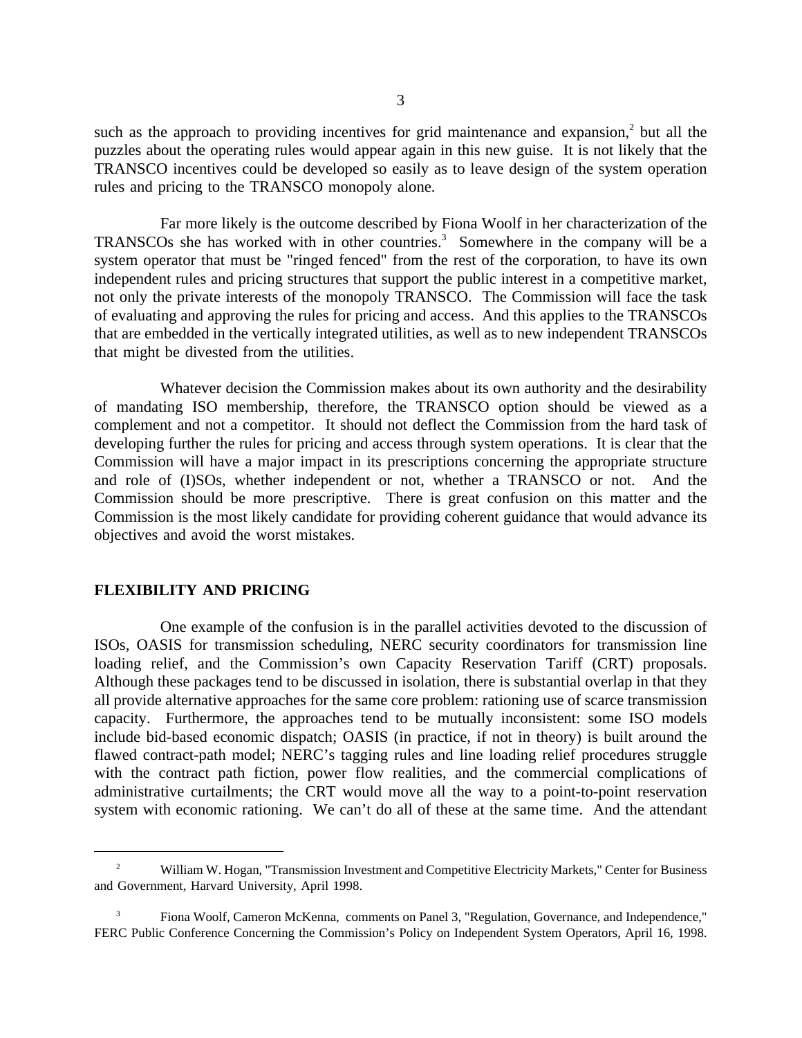such as the approach to providing incentives for grid maintenance and expansion,[2] but all the puzzles about the operating rules would appear again in this new guise. It is not likely that the TRANSCO incentives could be developed so easily as to leave design of the system operation rules and pricing to the TRANSCO monopoly alone.

Far more likely is the outcome described by Fiona Woolf in her characterization of the TRANSCOs she has worked with in other countries.[3] Somewhere in the company will be a system operator that must be "ringed fenced" from the rest of the corporation, to have its own independent rules and pricing structures that support the public interest in a competitive market, not only the private interests of the monopoly TRANSCO. The Commission will face the task of evaluating and approving the rules for pricing and access. And this applies to the TRANSCOs that are embedded in the vertically integrated utilities, as well as to new independent TRANSCOs that might be divested from the utilities.

Whatever decision the Commission makes about its own authority and the desirability of mandating ISO membership, therefore, the TRANSCO option should be viewed as a complement and not a competitor. It should not deflect the Commission from the hard task of developing further the rules for pricing and access through system operations. It is clear that the Commission will have a major impact in its prescriptions concerning the appropriate structure and role of (I)SOs, whether independent or not, whether a TRANSCO or not. And the Commission should be more prescriptive. There is great confusion on this matter and the Commission is the most likely candidate for providing coherent guidance that would advance its objectives and avoid the worst mistakes.

## FLEXIBILITY AND PRICING

One example of the confusion is in the parallel activities devoted to the discussion of ISOs, OASIS for transmission scheduling, NERC security coordinators for transmission line loading relief, and the Commission's own Capacity Reservation Tariff (CRT) proposals. Although these packages tend to be discussed in isolation, there is substantial overlap in that they all provide alternative approaches for the same core problem: rationing use of scarce transmission capacity. Furthermore, the approaches tend to be mutually inconsistent: some ISO models include bid-based economic dispatch; OASIS (in practice, if not in theory) is built around the flawed contract-path model; NERC's tagging rules and line loading relief procedures struggle with the contract path fiction, power flow realities, and the commercial complications of administrative curtailments; the CRT would move all the way to a point-to-point reservation system with economic rationing. We can't do all of these at the same time. And the attendant

---

[2] William W. Hogan, "Transmission Investment and Competitive Electricity Markets," Center for Business and Government, Harvard University, April 1998.

[3] Fiona Woolf, Cameron McKenna, comments on Panel 3, "Regulation, Governance, and Independence," FERC Public Conference Concerning the Commission's Policy on Independent System Operators, April 16, 1998.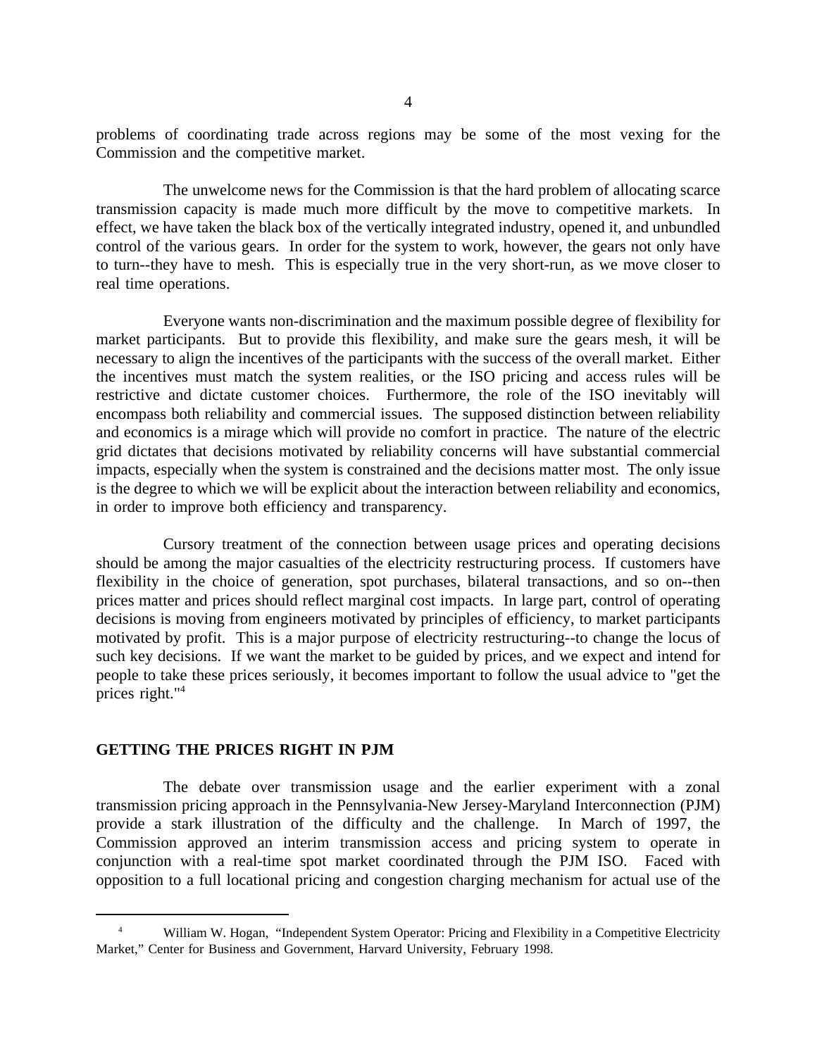problems of coordinating trade across regions may be some of the most vexing for the Commission and the competitive market.

The unwelcome news for the Commission is that the hard problem of allocating scarce transmission capacity is made much more difficult by the move to competitive markets. In effect, we have taken the black box of the vertically integrated industry, opened it, and unbundled control of the various gears. In order for the system to work, however, the gears not only have to turn--they have to mesh. This is especially true in the very short-run, as we move closer to real time operations.

Everyone wants non-discrimination and the maximum possible degree of flexibility for market participants. But to provide this flexibility, and make sure the gears mesh, it will be necessary to align the incentives of the participants with the success of the overall market. Either the incentives must match the system realities, or the ISO pricing and access rules will be restrictive and dictate customer choices. Furthermore, the role of the ISO inevitably will encompass both reliability and commercial issues. The supposed distinction between reliability and economics is a mirage which will provide no comfort in practice. The nature of the electric grid dictates that decisions motivated by reliability concerns will have substantial commercial impacts, especially when the system is constrained and the decisions matter most. The only issue is the degree to which we will be explicit about the interaction between reliability and economics, in order to improve both efficiency and transparency.

Cursory treatment of the connection between usage prices and operating decisions should be among the major casualties of the electricity restructuring process. If customers have flexibility in the choice of generation, spot purchases, bilateral transactions, and so on--then prices matter and prices should reflect marginal cost impacts. In large part, control of operating decisions is moving from engineers motivated by principles of efficiency, to market participants motivated by profit. This is a major purpose of electricity restructuring--to change the locus of such key decisions. If we want the market to be guided by prices, and we expect and intend for people to take these prices seriously, it becomes important to follow the usual advice to "get the prices right."[4]

## GETTING THE PRICES RIGHT IN PJM

The debate over transmission usage and the earlier experiment with a zonal transmission pricing approach in the Pennsylvania-New Jersey-Maryland Interconnection (PJM) provide a stark illustration of the difficulty and the challenge. In March of 1997, the Commission approved an interim transmission access and pricing system to operate in conjunction with a real-time spot market coordinated through the PJM ISO. Faced with opposition to a full locational pricing and congestion charging mechanism for actual use of the

---

[4] William W. Hogan, "Independent System Operator: Pricing and Flexibility in a Competitive Electricity Market," Center for Business and Government, Harvard University, February 1998.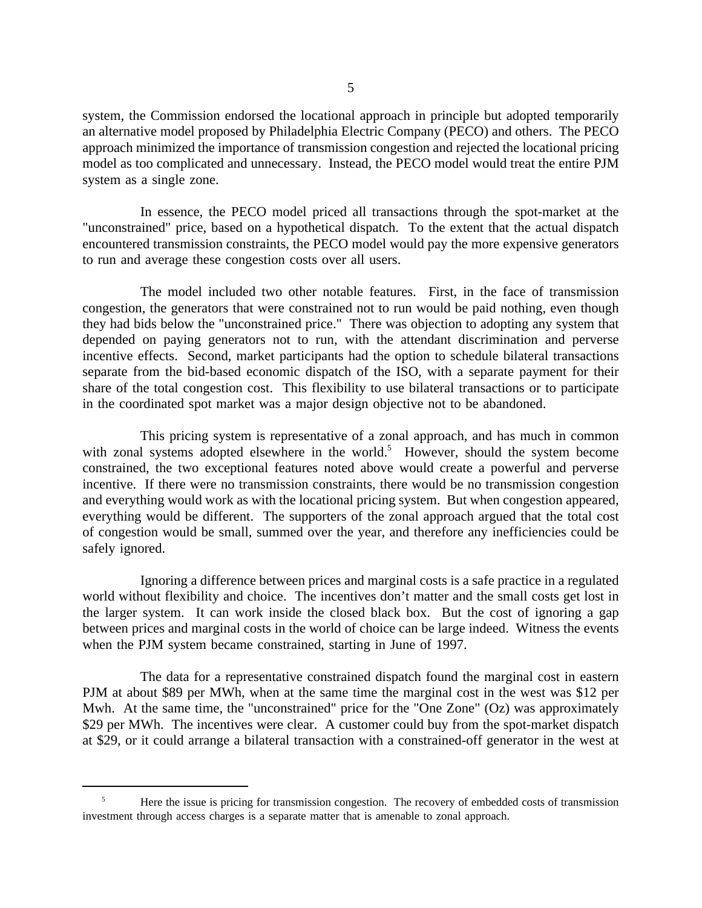system, the Commission endorsed the locational approach in principle but adopted temporarily an alternative model proposed by Philadelphia Electric Company (PECO) and others. The PECO approach minimized the importance of transmission congestion and rejected the locational pricing model as too complicated and unnecessary. Instead, the PECO model would treat the entire PJM system as a single zone.

In essence, the PECO model priced all transactions through the spot-market at the "unconstrained" price, based on a hypothetical dispatch. To the extent that the actual dispatch encountered transmission constraints, the PECO model would pay the more expensive generators to run and average these congestion costs over all users.

The model included two other notable features. First, in the face of transmission congestion, the generators that were constrained not to run would be paid nothing, even though they had bids below the "unconstrained price." There was objection to adopting any system that depended on paying generators not to run, with the attendant discrimination and perverse incentive effects. Second, market participants had the option to schedule bilateral transactions separate from the bid-based economic dispatch of the ISO, with a separate payment for their share of the total congestion cost. This flexibility to use bilateral transactions or to participate in the coordinated spot market was a major design objective not to be abandoned.

This pricing system is representative of a zonal approach, and has much in common with zonal systems adopted elsewhere in the world.[5] However, should the system become constrained, the two exceptional features noted above would create a powerful and perverse incentive. If there were no transmission constraints, there would be no transmission congestion and everything would work as with the locational pricing system. But when congestion appeared, everything would be different. The supporters of the zonal approach argued that the total cost of congestion would be small, summed over the year, and therefore any inefficiencies could be safely ignored.

Ignoring a difference between prices and marginal costs is a safe practice in a regulated world without flexibility and choice. The incentives don't matter and the small costs get lost in the larger system. It can work inside the closed black box. But the cost of ignoring a gap between prices and marginal costs in the world of choice can be large indeed. Witness the events when the PJM system became constrained, starting in June of 1997.

The data for a representative constrained dispatch found the marginal cost in eastern PJM at about $89 per MWh, when at the same time the marginal cost in the west was $12 per Mwh. At the same time, the "unconstrained" price for the "One Zone" (Oz) was approximately $29 per MWh. The incentives were clear. A customer could buy from the spot-market dispatch at $29, or it could arrange a bilateral transaction with a constrained-off generator in the west at

---

[5] Here the issue is pricing for transmission congestion. The recovery of embedded costs of transmission investment through access charges is a separate matter that is amenable to zonal approach.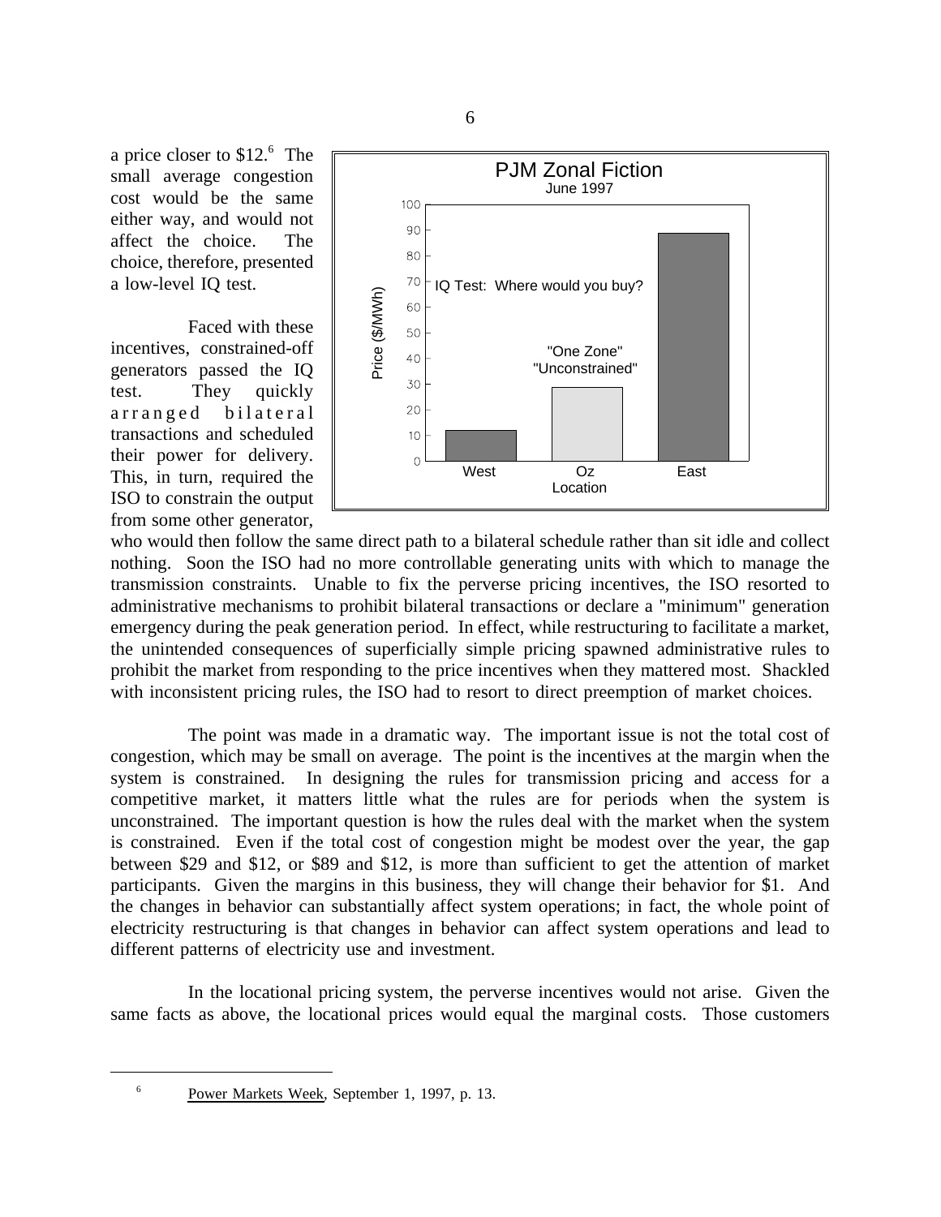a price closer to $12.[6] The small average congestion cost would be the same either way, and would not affect the choice. The choice, therefore, presented a low-level IQ test.

Faced with these incentives, constrained-off generators passed the IQ test. They quickly arranged bilateral transactions and scheduled their power for delivery. This, in turn, required the ISO to constrain the output from some other generator, who would then follow the same direct path to a bilateral schedule rather than sit idle and collect nothing. Soon the ISO had no more controllable generating units with which to manage the transmission constraints. Unable to fix the perverse pricing incentives, the ISO resorted to administrative mechanisms to prohibit bilateral transactions or declare a "minimum" generation emergency during the peak generation period. In effect, while restructuring to facilitate a market, the unintended consequences of superficially simple pricing spawned administrative rules to prohibit the market from responding to the price incentives when they mattered most. Shackled with inconsistent pricing rules, the ISO had to resort to direct preemption of market choices.

The point was made in a dramatic way. The important issue is not the total cost of congestion, which may be small on average. The point is the incentives at the margin when the system is constrained. In designing the rules for transmission pricing and access for a competitive market, it matters little what the rules are for periods when the system is unconstrained. The important question is how the rules deal with the market when the system is constrained. Even if the total cost of congestion might be modest over the year, the gap between $29 and $12, or $89 and $12, is more than sufficient to get the attention of market participants. Given the margins in this business, they will change their behavior for $1. And the changes in behavior can substantially affect system operations; in fact, the whole point of electricity restructuring is that changes in behavior can affect system operations and lead to different patterns of electricity use and investment.

In the locational pricing system, the perverse incentives would not arise. Given the same facts as above, the locational prices would equal the marginal costs. Those customers

[6] Power Markets Week, September 1, 1997, p. 13.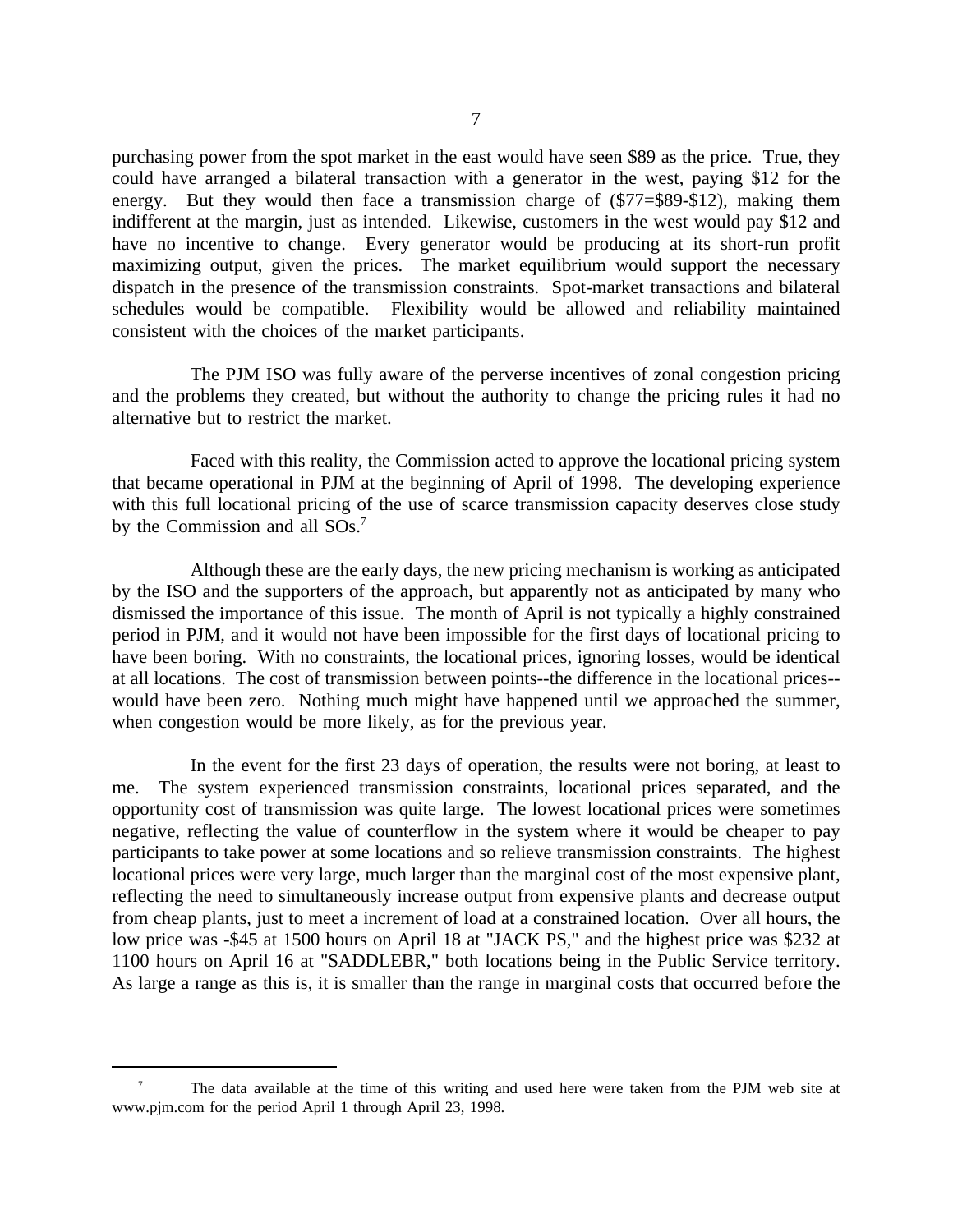purchasing power from the spot market in the east would have seen \$89 as the price. True, they could have arranged a bilateral transaction with a generator in the west, paying \$12 for the energy. But they would then face a transmission charge of (\$77=\$89-\$12), making them indifferent at the margin, just as intended. Likewise, customers in the west would pay \$12 and have no incentive to change. Every generator would be producing at its short-run profit maximizing output, given the prices. The market equilibrium would support the necessary dispatch in the presence of the transmission constraints. Spot-market transactions and bilateral schedules would be compatible. Flexibility would be allowed and reliability maintained consistent with the choices of the market participants.

The PJM ISO was fully aware of the perverse incentives of zonal congestion pricing and the problems they created, but without the authority to change the pricing rules it had no alternative but to restrict the market.

Faced with this reality, the Commission acted to approve the locational pricing system that became operational in PJM at the beginning of April of 1998. The developing experience with this full locational pricing of the use of scarce transmission capacity deserves close study by the Commission and all SOs.[7]

Although these are the early days, the new pricing mechanism is working as anticipated by the ISO and the supporters of the approach, but apparently not as anticipated by many who dismissed the importance of this issue. The month of April is not typically a highly constrained period in PJM, and it would not have been impossible for the first days of locational pricing to have been boring. With no constraints, the locational prices, ignoring losses, would be identical at all locations. The cost of transmission between points--the difference in the locational prices--would have been zero. Nothing much might have happened until we approached the summer, when congestion would be more likely, as for the previous year.

In the event for the first 23 days of operation, the results were not boring, at least to me. The system experienced transmission constraints, locational prices separated, and the opportunity cost of transmission was quite large. The lowest locational prices were sometimes negative, reflecting the value of counterflow in the system where it would be cheaper to pay participants to take power at some locations and so relieve transmission constraints. The highest locational prices were very large, much larger than the marginal cost of the most expensive plant, reflecting the need to simultaneously increase output from expensive plants and decrease output from cheap plants, just to meet a increment of load at a constrained location. Over all hours, the low price was -\$45 at 1500 hours on April 18 at "JACK PS," and the highest price was \$232 at 1100 hours on April 16 at "SADDLEBR," both locations being in the Public Service territory. As large a range as this is, it is smaller than the range in marginal costs that occurred before the

[7] The data available at the time of this writing and used here were taken from the PJM web site at www.pjm.com for the period April 1 through April 23, 1998.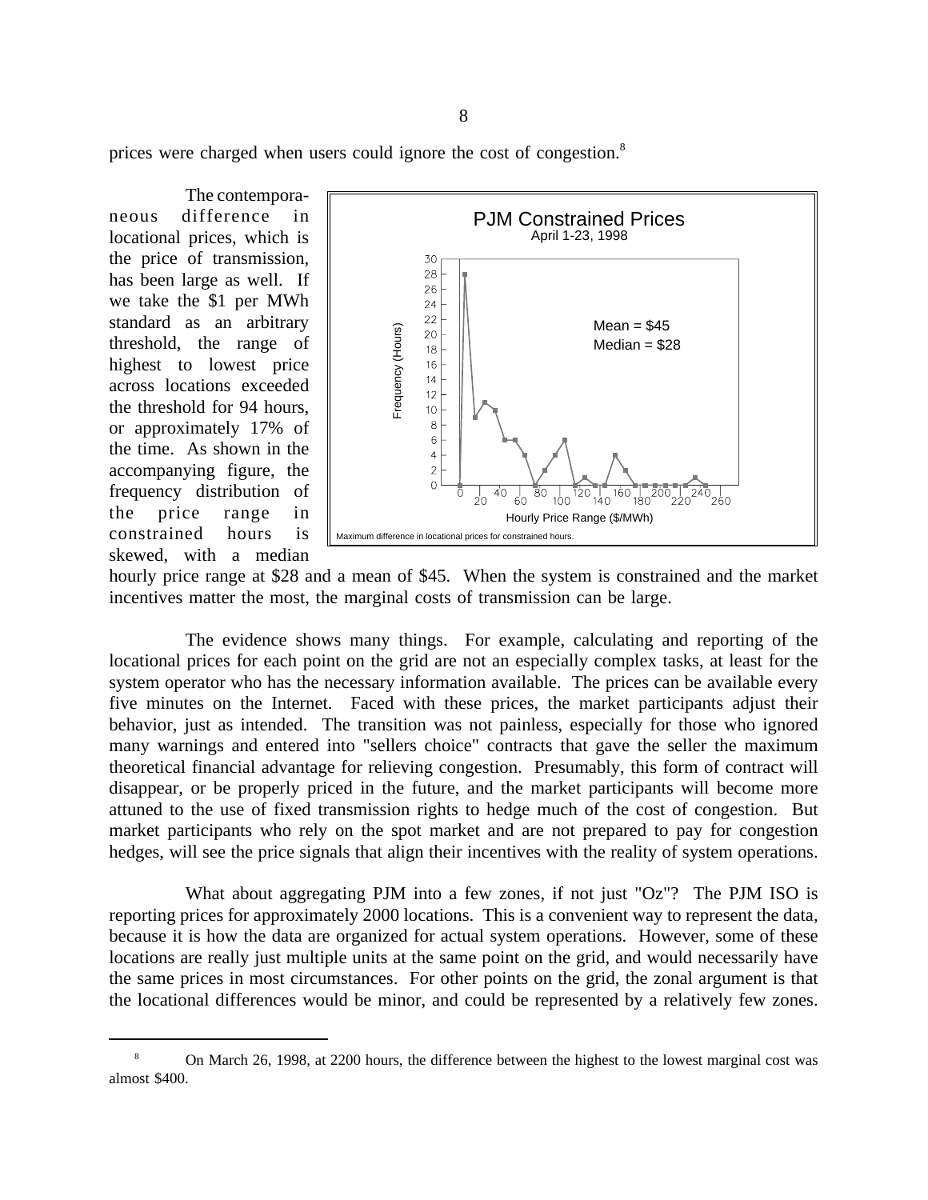prices were charged when users could ignore the cost of congestion.[8]

The contemporaneous difference in locational prices, which is the price of transmission, has been large as well. If we take the $1 per MWh standard as an arbitrary threshold, the range of highest to lowest price across locations exceeded the threshold for 94 hours, or approximately 17% of the time. As shown in the accompanying figure, the frequency distribution of the price range in constrained hours is skewed, with a median hourly price range at $28 and a mean of $45. When the system is constrained and the market incentives matter the most, the marginal costs of transmission can be large.

**PJM Constrained Prices**
April 1-23, 1998

Mean = $45
Median = $28

Maximum difference in locational prices for constrained hours.

The evidence shows many things. For example, calculating and reporting of the locational prices for each point on the grid are not an especially complex tasks, at least for the system operator who has the necessary information available. The prices can be available every five minutes on the Internet. Faced with these prices, the market participants adjust their behavior, just as intended. The transition was not painless, especially for those who ignored many warnings and entered into "sellers choice" contracts that gave the seller the maximum theoretical financial advantage for relieving congestion. Presumably, this form of contract will disappear, or be properly priced in the future, and the market participants will become more attuned to the use of fixed transmission rights to hedge much of the cost of congestion. But market participants who rely on the spot market and are not prepared to pay for congestion hedges, will see the price signals that align their incentives with the reality of system operations.

What about aggregating PJM into a few zones, if not just "Oz"? The PJM ISO is reporting prices for approximately 2000 locations. This is a convenient way to represent the data, because it is how the data are organized for actual system operations. However, some of these locations are really just multiple units at the same point on the grid, and would necessarily have the same prices in most circumstances. For other points on the grid, the zonal argument is that the locational differences would be minor, and could be represented by a relatively few zones.

---

[8] On March 26, 1998, at 2200 hours, the difference between the highest to the lowest marginal cost was almost $400.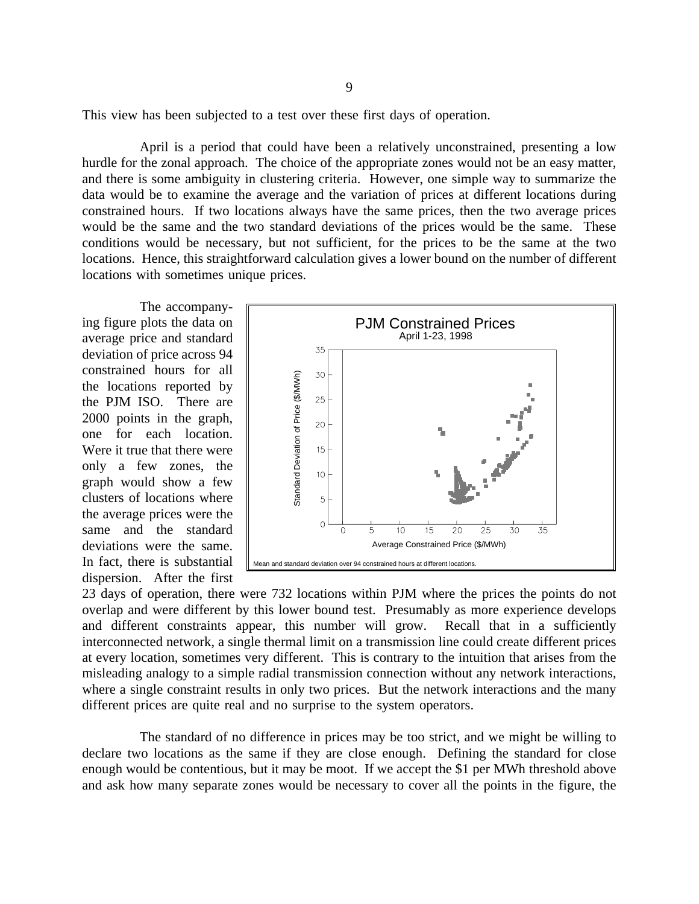This view has been subjected to a test over these first days of operation.

April is a period that could have been a relatively unconstrained, presenting a low hurdle for the zonal approach. The choice of the appropriate zones would not be an easy matter, and there is some ambiguity in clustering criteria. However, one simple way to summarize the data would be to examine the average and the variation of prices at different locations during constrained hours. If two locations always have the same prices, then the two average prices would be the same and the two standard deviations of the prices would be the same. These conditions would be necessary, but not sufficient, for the prices to be the same at the two locations. Hence, this straightforward calculation gives a lower bound on the number of different locations with sometimes unique prices.

The accompanying figure plots the data on average price and standard deviation of price across 94 constrained hours for all the locations reported by the PJM ISO. There are 2000 points in the graph, one for each location. Were it true that there were only a few zones, the graph would show a few clusters of locations where the average prices were the same and the standard deviations were the same. In fact, there is substantial dispersion. After the first 23 days of operation, there were 732 locations within PJM where the prices the points do not overlap and were different by this lower bound test. Presumably as more experience develops and different constraints appear, this number will grow. Recall that in a sufficiently interconnected network, a single thermal limit on a transmission line could create different prices at every location, sometimes very different. This is contrary to the intuition that arises from the misleading analogy to a simple radial transmission connection without any network interactions, where a single constraint results in only two prices. But the network interactions and the many different prices are quite real and no surprise to the system operators.

Mean and standard deviation over 94 constrained hours at different locations.

The standard of no difference in prices may be too strict, and we might be willing to declare two locations as the same if they are close enough. Defining the standard for close enough would be contentious, but it may be moot. If we accept the $1 per MWh threshold above and ask how many separate zones would be necessary to cover all the points in the figure, the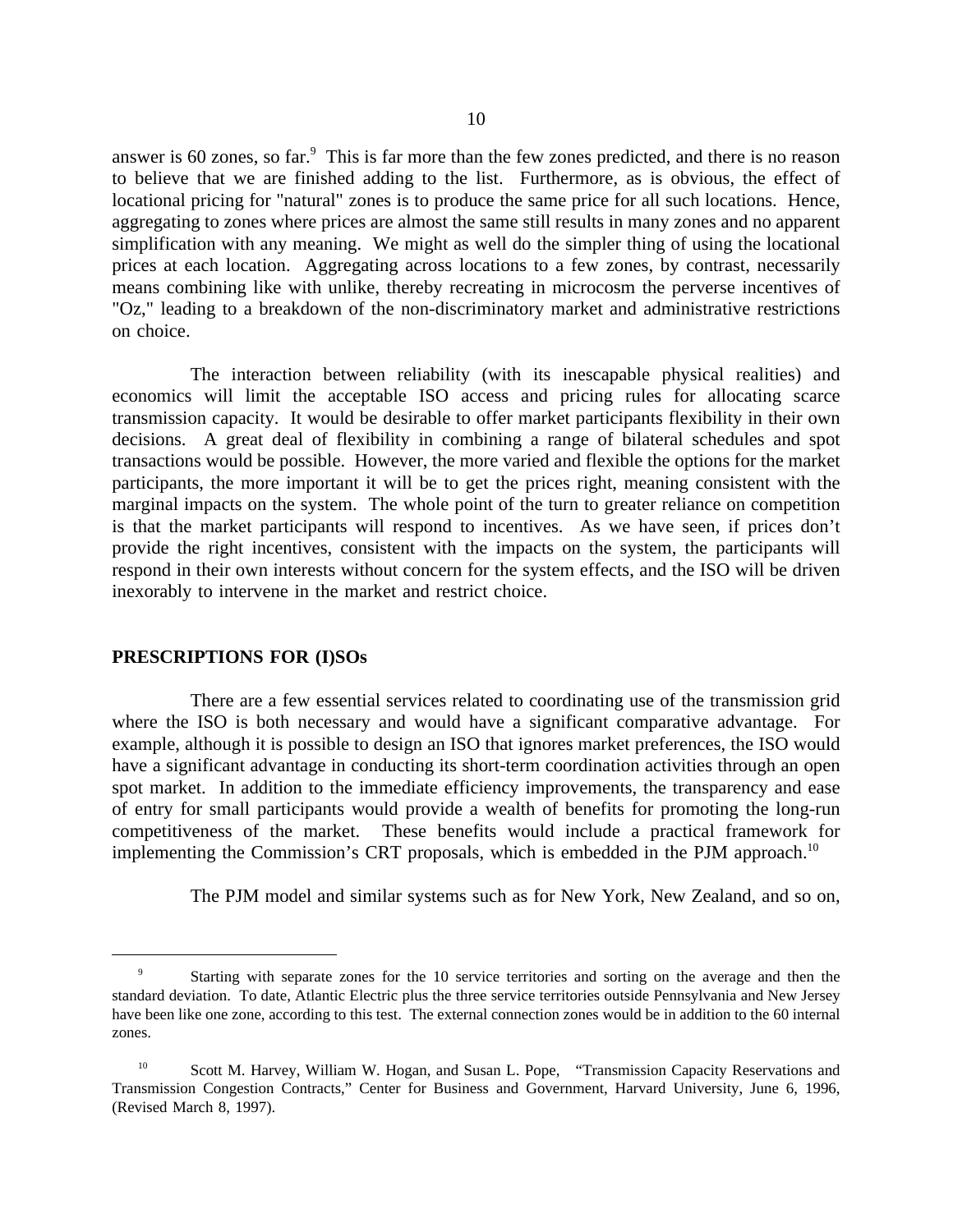answer is 60 zones, so far.[9] This is far more than the few zones predicted, and there is no reason to believe that we are finished adding to the list. Furthermore, as is obvious, the effect of locational pricing for "natural" zones is to produce the same price for all such locations. Hence, aggregating to zones where prices are almost the same still results in many zones and no apparent simplification with any meaning. We might as well do the simpler thing of using the locational prices at each location. Aggregating across locations to a few zones, by contrast, necessarily means combining like with unlike, thereby recreating in microcosm the perverse incentives of "Oz," leading to a breakdown of the non-discriminatory market and administrative restrictions on choice.

The interaction between reliability (with its inescapable physical realities) and economics will limit the acceptable ISO access and pricing rules for allocating scarce transmission capacity. It would be desirable to offer market participants flexibility in their own decisions. A great deal of flexibility in combining a range of bilateral schedules and spot transactions would be possible. However, the more varied and flexible the options for the market participants, the more important it will be to get the prices right, meaning consistent with the marginal impacts on the system. The whole point of the turn to greater reliance on competition is that the market participants will respond to incentives. As we have seen, if prices don't provide the right incentives, consistent with the impacts on the system, the participants will respond in their own interests without concern for the system effects, and the ISO will be driven inexorably to intervene in the market and restrict choice.

## PRESCRIPTIONS FOR (I)SOs

There are a few essential services related to coordinating use of the transmission grid where the ISO is both necessary and would have a significant comparative advantage. For example, although it is possible to design an ISO that ignores market preferences, the ISO would have a significant advantage in conducting its short-term coordination activities through an open spot market. In addition to the immediate efficiency improvements, the transparency and ease of entry for small participants would provide a wealth of benefits for promoting the long-run competitiveness of the market. These benefits would include a practical framework for implementing the Commission's CRT proposals, which is embedded in the PJM approach.[10]

The PJM model and similar systems such as for New York, New Zealand, and so on,

---

[9] Starting with separate zones for the 10 service territories and sorting on the average and then the standard deviation. To date, Atlantic Electric plus the three service territories outside Pennsylvania and New Jersey have been like one zone, according to this test. The external connection zones would be in addition to the 60 internal zones.

[10] Scott M. Harvey, William W. Hogan, and Susan L. Pope, "Transmission Capacity Reservations and Transmission Congestion Contracts," Center for Business and Government, Harvard University, June 6, 1996, (Revised March 8, 1997).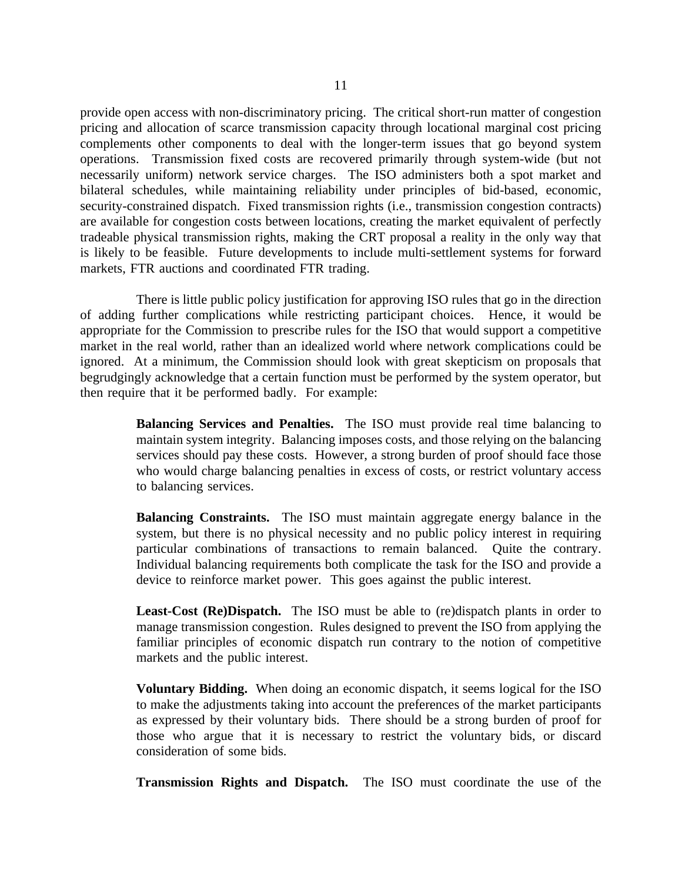provide open access with non-discriminatory pricing. The critical short-run matter of congestion pricing and allocation of scarce transmission capacity through locational marginal cost pricing complements other components to deal with the longer-term issues that go beyond system operations. Transmission fixed costs are recovered primarily through system-wide (but not necessarily uniform) network service charges. The ISO administers both a spot market and bilateral schedules, while maintaining reliability under principles of bid-based, economic, security-constrained dispatch. Fixed transmission rights (i.e., transmission congestion contracts) are available for congestion costs between locations, creating the market equivalent of perfectly tradeable physical transmission rights, making the CRT proposal a reality in the only way that is likely to be feasible. Future developments to include multi-settlement systems for forward markets, FTR auctions and coordinated FTR trading.

There is little public policy justification for approving ISO rules that go in the direction of adding further complications while restricting participant choices. Hence, it would be appropriate for the Commission to prescribe rules for the ISO that would support a competitive market in the real world, rather than an idealized world where network complications could be ignored. At a minimum, the Commission should look with great skepticism on proposals that begrudgingly acknowledge that a certain function must be performed by the system operator, but then require that it be performed badly. For example:

> **Balancing Services and Penalties.** The ISO must provide real time balancing to maintain system integrity. Balancing imposes costs, and those relying on the balancing services should pay these costs. However, a strong burden of proof should face those who would charge balancing penalties in excess of costs, or restrict voluntary access to balancing services.
>
> **Balancing Constraints.** The ISO must maintain aggregate energy balance in the system, but there is no physical necessity and no public policy interest in requiring particular combinations of transactions to remain balanced. Quite the contrary. Individual balancing requirements both complicate the task for the ISO and provide a device to reinforce market power. This goes against the public interest.
>
> **Least-Cost (Re)Dispatch.** The ISO must be able to (re)dispatch plants in order to manage transmission congestion. Rules designed to prevent the ISO from applying the familiar principles of economic dispatch run contrary to the notion of competitive markets and the public interest.
>
> **Voluntary Bidding.** When doing an economic dispatch, it seems logical for the ISO to make the adjustments taking into account the preferences of the market participants as expressed by their voluntary bids. There should be a strong burden of proof for those who argue that it is necessary to restrict the voluntary bids, or discard consideration of some bids.
>
> **Transmission Rights and Dispatch.** The ISO must coordinate the use of the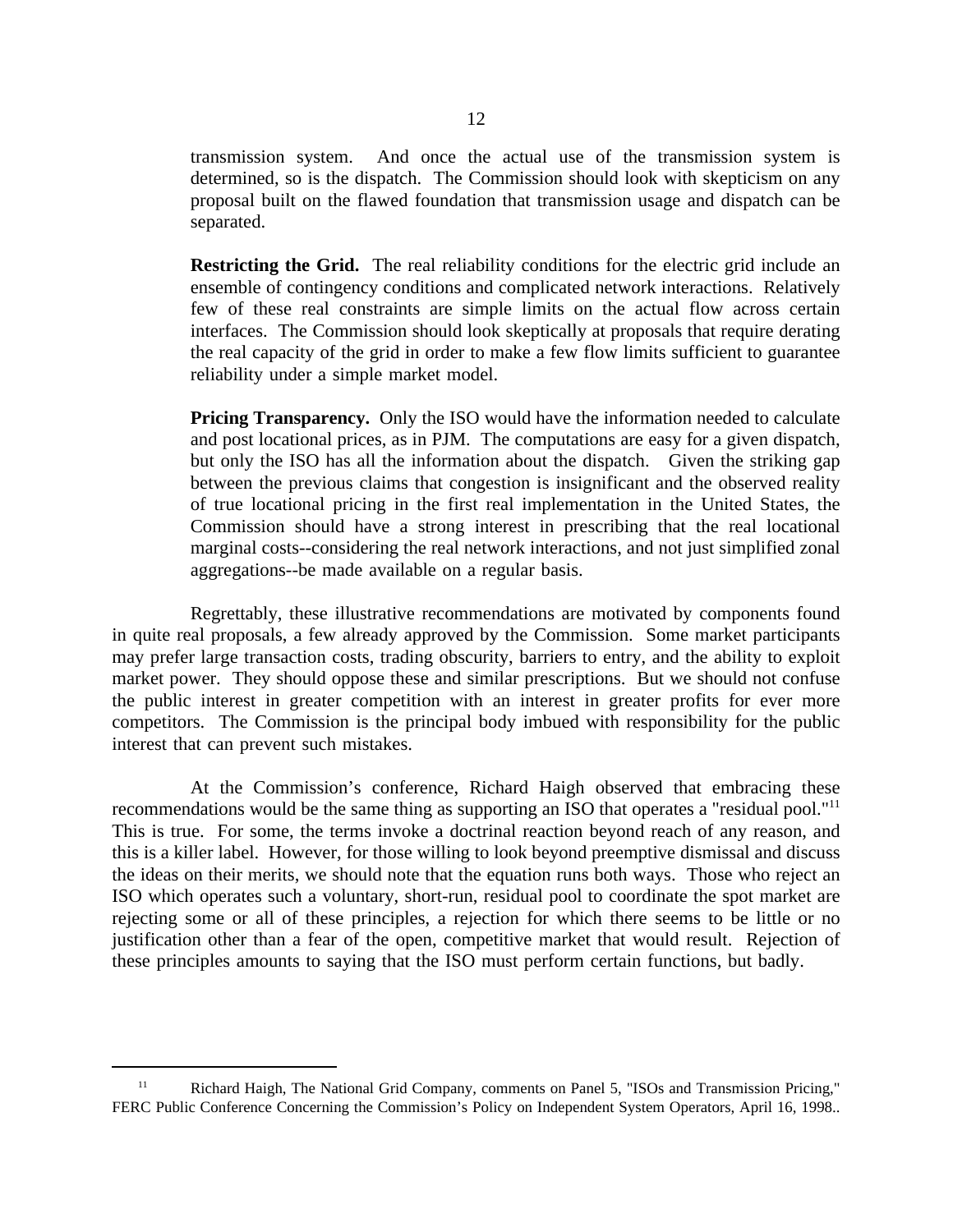transmission system. And once the actual use of the transmission system is determined, so is the dispatch. The Commission should look with skepticism on any proposal built on the flawed foundation that transmission usage and dispatch can be separated.

**Restricting the Grid.** The real reliability conditions for the electric grid include an ensemble of contingency conditions and complicated network interactions. Relatively few of these real constraints are simple limits on the actual flow across certain interfaces. The Commission should look skeptically at proposals that require derating the real capacity of the grid in order to make a few flow limits sufficient to guarantee reliability under a simple market model.

**Pricing Transparency.** Only the ISO would have the information needed to calculate and post locational prices, as in PJM. The computations are easy for a given dispatch, but only the ISO has all the information about the dispatch. Given the striking gap between the previous claims that congestion is insignificant and the observed reality of true locational pricing in the first real implementation in the United States, the Commission should have a strong interest in prescribing that the real locational marginal costs--considering the real network interactions, and not just simplified zonal aggregations--be made available on a regular basis.

Regrettably, these illustrative recommendations are motivated by components found in quite real proposals, a few already approved by the Commission. Some market participants may prefer large transaction costs, trading obscurity, barriers to entry, and the ability to exploit market power. They should oppose these and similar prescriptions. But we should not confuse the public interest in greater competition with an interest in greater profits for ever more competitors. The Commission is the principal body imbued with responsibility for the public interest that can prevent such mistakes.

At the Commission's conference, Richard Haigh observed that embracing these recommendations would be the same thing as supporting an ISO that operates a "residual pool."[11] This is true. For some, the terms invoke a doctrinal reaction beyond reach of any reason, and this is a killer label. However, for those willing to look beyond preemptive dismissal and discuss the ideas on their merits, we should note that the equation runs both ways. Those who reject an ISO which operates such a voluntary, short-run, residual pool to coordinate the spot market are rejecting some or all of these principles, a rejection for which there seems to be little or no justification other than a fear of the open, competitive market that would result. Rejection of these principles amounts to saying that the ISO must perform certain functions, but badly.

---

[11] Richard Haigh, The National Grid Company, comments on Panel 5, "ISOs and Transmission Pricing," FERC Public Conference Concerning the Commission's Policy on Independent System Operators, April 16, 1998..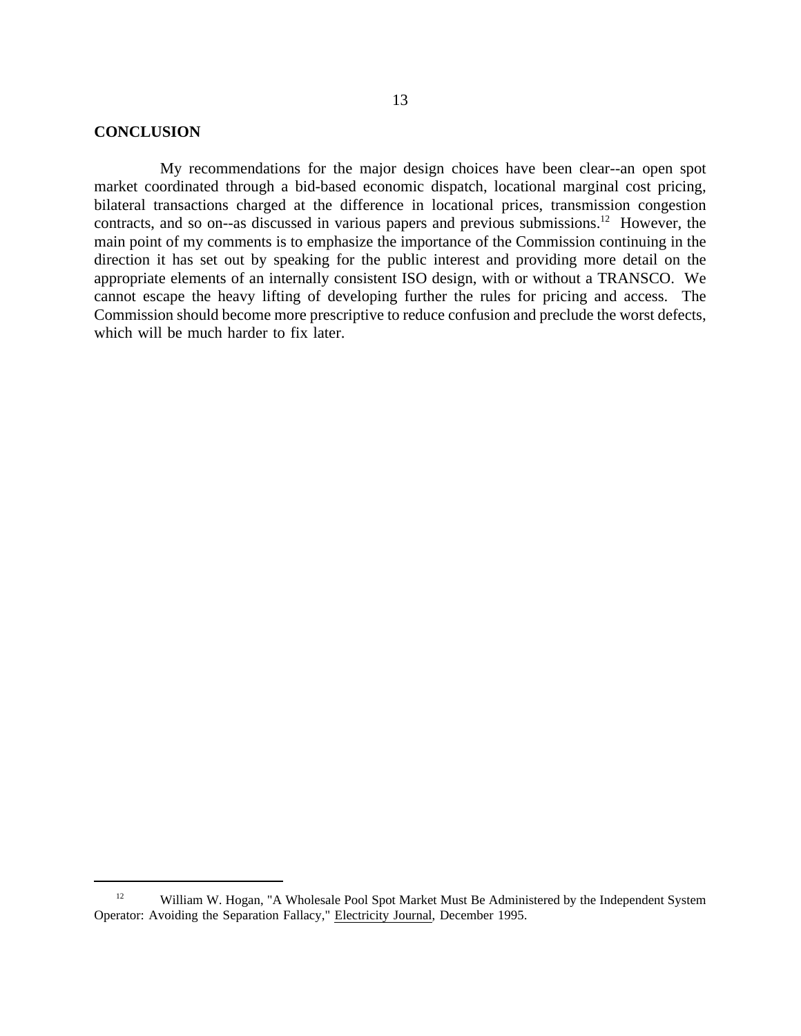## CONCLUSION

My recommendations for the major design choices have been clear--an open spot market coordinated through a bid-based economic dispatch, locational marginal cost pricing, bilateral transactions charged at the difference in locational prices, transmission congestion contracts, and so on--as discussed in various papers and previous submissions.[12] However, the main point of my comments is to emphasize the importance of the Commission continuing in the direction it has set out by speaking for the public interest and providing more detail on the appropriate elements of an internally consistent ISO design, with or without a TRANSCO. We cannot escape the heavy lifting of developing further the rules for pricing and access. The Commission should become more prescriptive to reduce confusion and preclude the worst defects, which will be much harder to fix later.

---

[12] William W. Hogan, "A Wholesale Pool Spot Market Must Be Administered by the Independent System Operator: Avoiding the Separation Fallacy," Electricity Journal, December 1995.